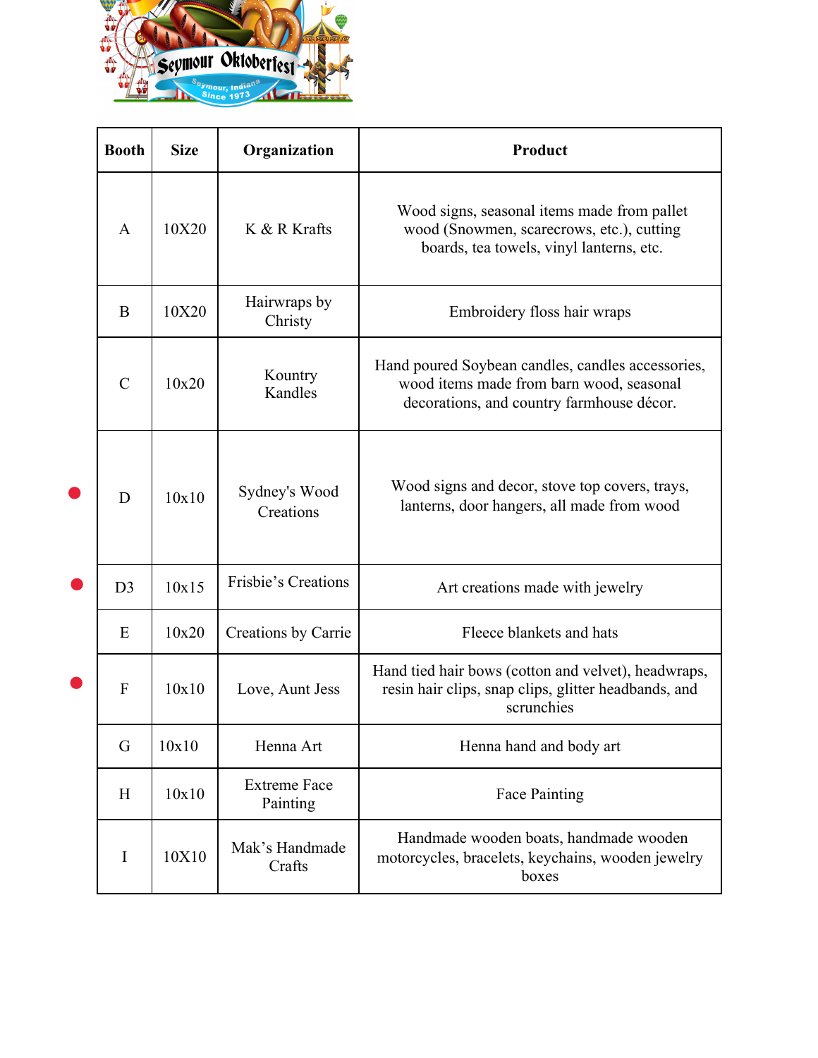| Booth | Size | Organization | Product |
|---|---|---|---|
| A | 10X20 | K & R Krafts | Wood signs, seasonal items made from pallet wood (Snowmen, scarecrows, etc.), cutting boards, tea towels, vinyl lanterns, etc. |
| B | 10X20 | Hairwraps by Christy | Embroidery floss hair wraps |
| C | 10x20 | Kountry Kandles | Hand poured Soybean candles, candles accessories, wood items made from barn wood, seasonal decorations, and country farmhouse décor. |
| D | 10x10 | Sydney's Wood Creations | Wood signs and decor, stove top covers, trays, lanterns, door hangers, all made from wood |
| D3 | 10x15 | Frisbie's Creations | Art creations made with jewelry |
| E | 10x20 | Creations by Carrie | Fleece blankets and hats |
| F | 10x10 | Love, Aunt Jess | Hand tied hair bows (cotton and velvet), headwraps, resin hair clips, snap clips, glitter headbands, and scrunchies |
| G | 10x10 | Henna Art | Henna hand and body art |
| H | 10x10 | Extreme Face Painting | Face Painting |
| I | 10X10 | Mak's Handmade Crafts | Handmade wooden boats, handmade wooden motorcycles, bracelets, keychains, wooden jewelry boxes |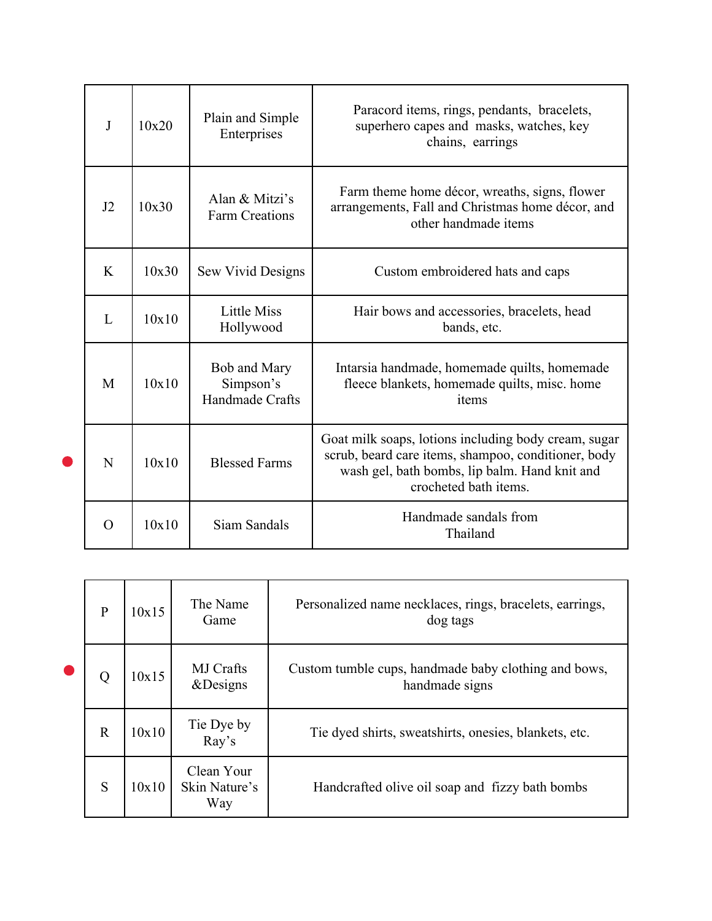| J | 10x20 | Plain and Simple Enterprises | Paracord items, rings, pendants, bracelets, superhero capes and masks, watches, key chains, earrings |
|---|---|---|---|
| J2 | 10x30 | Alan & Mitzi's Farm Creations | Farm theme home décor, wreaths, signs, flower arrangements, Fall and Christmas home décor, and other handmade items |
| K | 10x30 | Sew Vivid Designs | Custom embroidered hats and caps |
| L | 10x10 | Little Miss Hollywood | Hair bows and accessories, bracelets, head bands, etc. |
| M | 10x10 | Bob and Mary Simpson's Handmade Crafts | Intarsia handmade, homemade quilts, homemade fleece blankets, homemade quilts, misc. home items |
| N | 10x10 | Blessed Farms | Goat milk soaps, lotions including body cream, sugar scrub, beard care items, shampoo, conditioner, body wash gel, bath bombs, lip balm. Hand knit and crocheted bath items. |
| O | 10x10 | Siam Sandals | Handmade sandals from Thailand |

| P | 10x15 | The Name Game | Personalized name necklaces, rings, bracelets, earrings, dog tags |
|---|---|---|---|
| Q | 10x15 | MJ Crafts &Designs | Custom tumble cups, handmade baby clothing and bows, handmade signs |
| R | 10x10 | Tie Dye by Ray's | Tie dyed shirts, sweatshirts, onesies, blankets, etc. |
| S | 10x10 | Clean Your Skin Nature's Way | Handcrafted olive oil soap and fizzy bath bombs |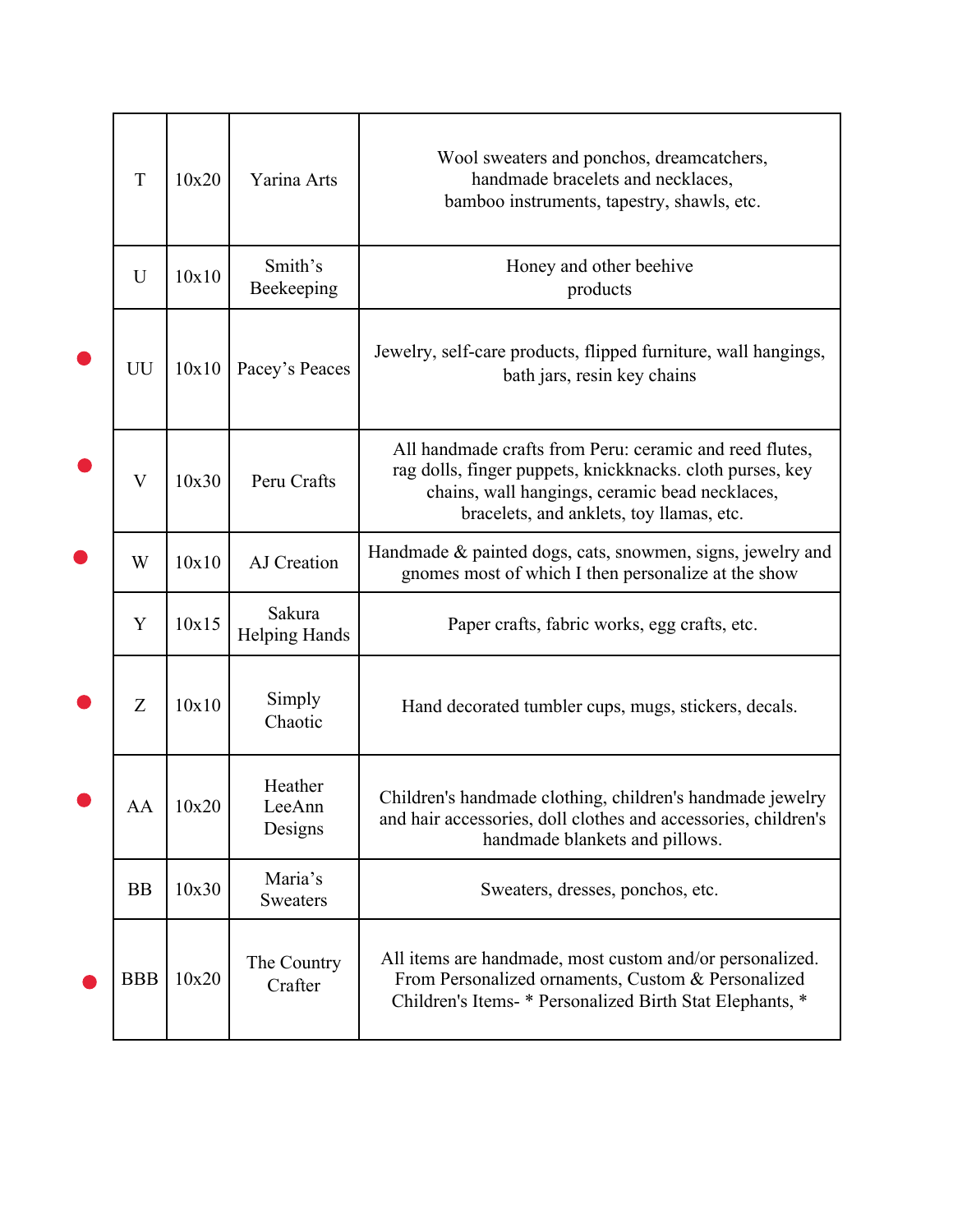| | | | |
|---|---|---|---|
| T | 10x20 | Yarina Arts | Wool sweaters and ponchos, dreamcatchers, handmade bracelets and necklaces, bamboo instruments, tapestry, shawls, etc. |
| U | 10x10 | Smith's Beekeeping | Honey and other beehive products |
| UU | 10x10 | Pacey's Peaces | Jewelry, self-care products, flipped furniture, wall hangings, bath jars, resin key chains |
| V | 10x30 | Peru Crafts | All handmade crafts from Peru: ceramic and reed flutes, rag dolls, finger puppets, knickknacks. cloth purses, key chains, wall hangings, ceramic bead necklaces, bracelets, and anklets, toy llamas, etc. |
| W | 10x10 | AJ Creation | Handmade & painted dogs, cats, snowmen, signs, jewelry and gnomes most of which I then personalize at the show |
| Y | 10x15 | Sakura Helping Hands | Paper crafts, fabric works, egg crafts, etc. |
| Z | 10x10 | Simply Chaotic | Hand decorated tumbler cups, mugs, stickers, decals. |
| AA | 10x20 | Heather LeeAnn Designs | Children's handmade clothing, children's handmade jewelry and hair accessories, doll clothes and accessories, children's handmade blankets and pillows. |
| BB | 10x30 | Maria's Sweaters | Sweaters, dresses, ponchos, etc. |
| BBB | 10x20 | The Country Crafter | All items are handmade, most custom and/or personalized. From Personalized ornaments, Custom & Personalized Children's Items- * Personalized Birth Stat Elephants, * |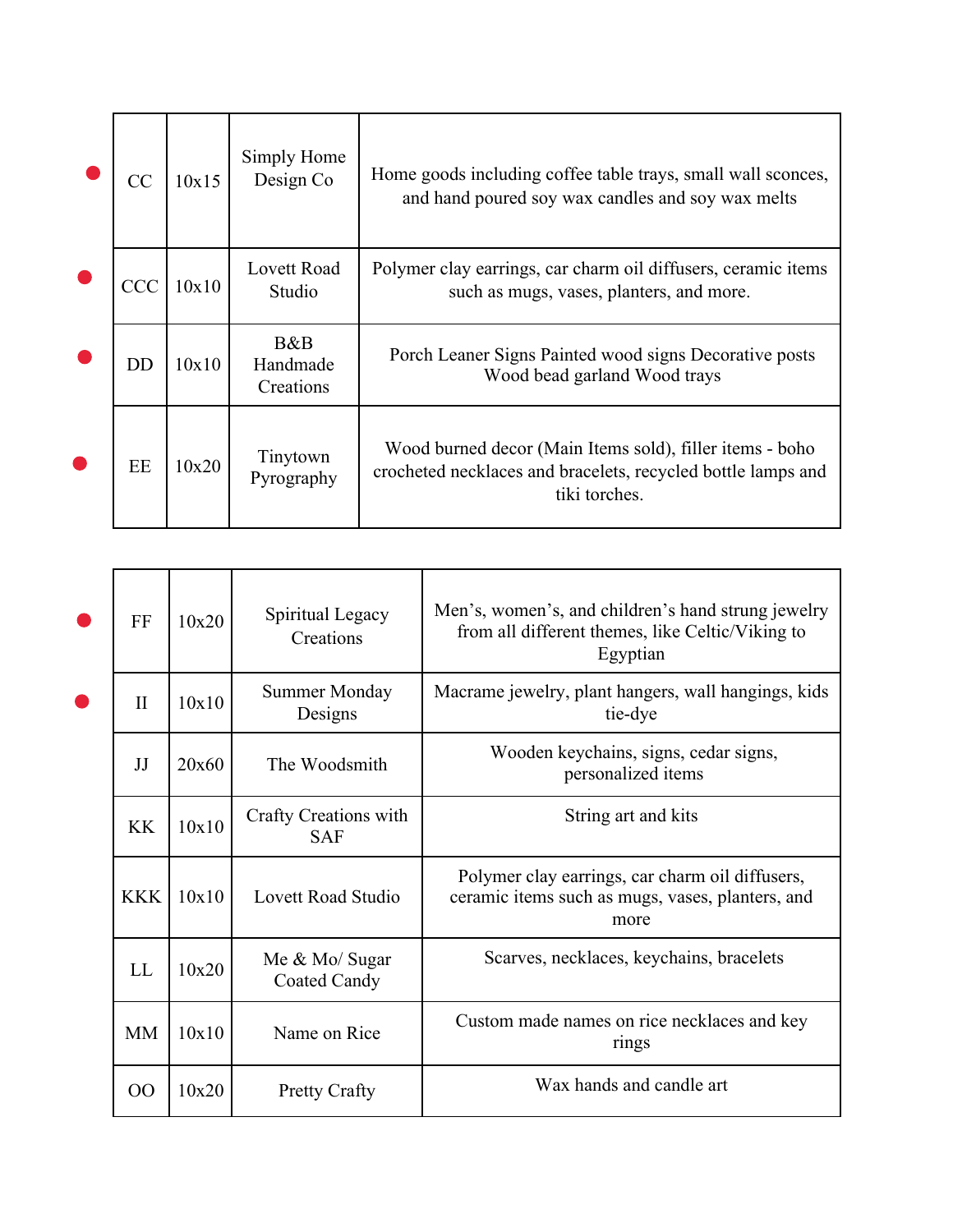| | | | |
|---|---|---|---|
| CC | 10x15 | Simply Home Design Co | Home goods including coffee table trays, small wall sconces, and hand poured soy wax candles and soy wax melts |
| CCC | 10x10 | Lovett Road Studio | Polymer clay earrings, car charm oil diffusers, ceramic items such as mugs, vases, planters, and more. |
| DD | 10x10 | B&B Handmade Creations | Porch Leaner Signs Painted wood signs Decorative posts Wood bead garland Wood trays |
| EE | 10x20 | Tinytown Pyrography | Wood burned decor (Main Items sold), filler items - boho crocheted necklaces and bracelets, recycled bottle lamps and tiki torches. |

| | | | |
|---|---|---|---|
| FF | 10x20 | Spiritual Legacy Creations | Men's, women's, and children's hand strung jewelry from all different themes, like Celtic/Viking to Egyptian |
| II | 10x10 | Summer Monday Designs | Macrame jewelry, plant hangers, wall hangings, kids tie-dye |
| JJ | 20x60 | The Woodsmith | Wooden keychains, signs, cedar signs, personalized items |
| KK | 10x10 | Crafty Creations with SAF | String art and kits |
| KKK | 10x10 | Lovett Road Studio | Polymer clay earrings, car charm oil diffusers, ceramic items such as mugs, vases, planters, and more |
| LL | 10x20 | Me & Mo/ Sugar Coated Candy | Scarves, necklaces, keychains, bracelets |
| MM | 10x10 | Name on Rice | Custom made names on rice necklaces and key rings |
| OO | 10x20 | Pretty Crafty | Wax hands and candle art |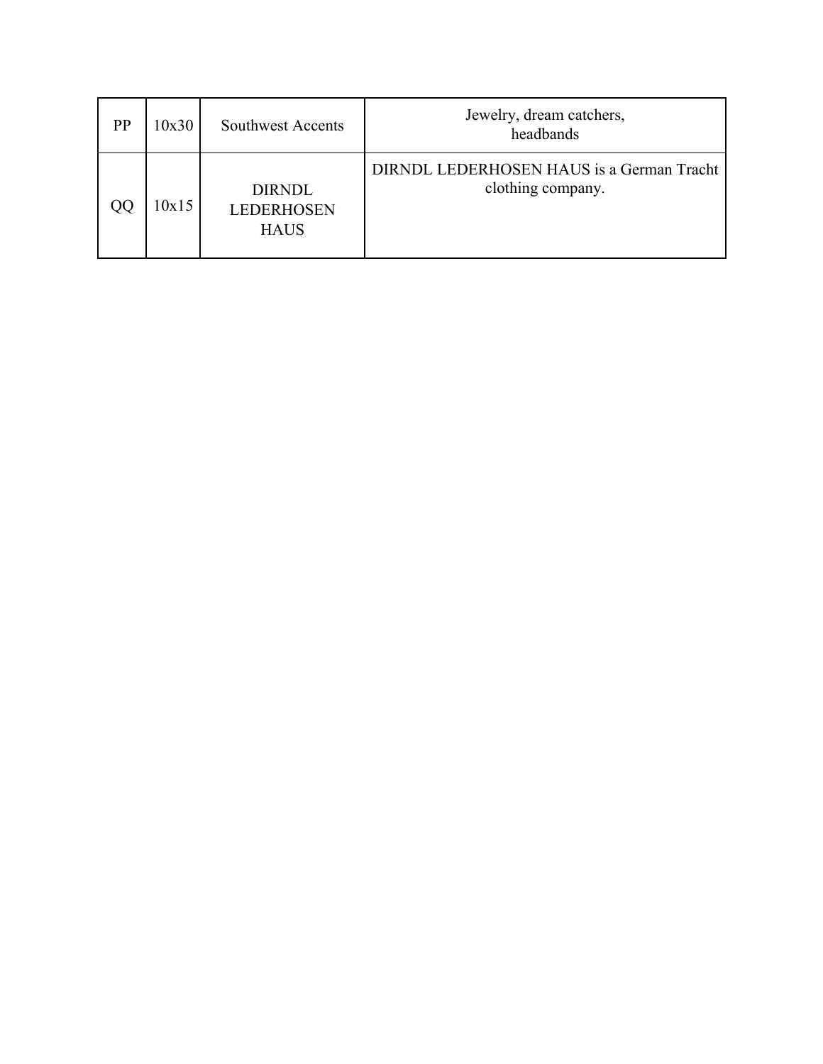| | | | |
|---|---|---|---|
| PP | 10x30 | Southwest Accents | Jewelry, dream catchers, headbands |
| QQ | 10x15 | DIRNDL LEDERHOSEN HAUS | DIRNDL LEDERHOSEN HAUS is a German Tracht clothing company. |